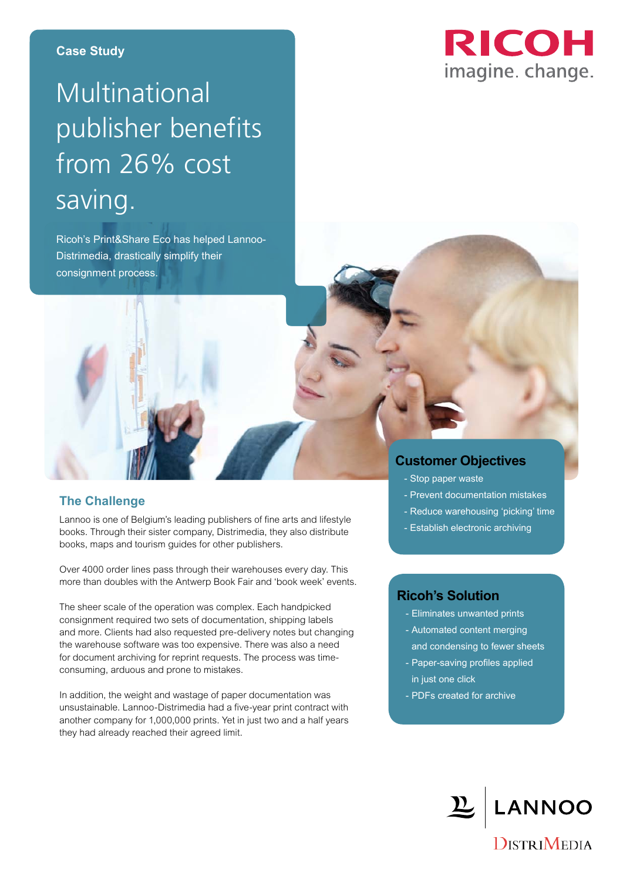Case Study

# Multinational publisher benefits from 26% cost saving.

Ricoh's Print&Share Eco has helped Lannoo-Distrimedia, drastically simplify their consignment process.

## Customer Objectives

- Stop paper waste
- Prevent documentation mistakes
- Reduce warehousing 'picking' time
- Establish electronic archiving

## The Challenge

Lannoo is one of Belgium's leading publishers of fine arts and lifestyle books. Through their sister company, Distrimedia, they also distribute books, maps and tourism guides for other publishers.

Over 4000 order lines pass through their warehouses every day. This more than doubles with the Antwerp Book Fair and 'book week' events.

The sheer scale of the operation was complex. Each handpicked consignment required two sets of documentation, shipping labels and more. Clients had also requested pre-delivery notes but changing the warehouse software was too expensive. There was also a need for document archiving for reprint requests. The process was time-consuming, arduous and prone to mistakes.

In addition, the weight and wastage of paper documentation was unsustainable. Lannoo-Distrimedia had a five-year print contract with another company for 1,000,000 prints. Yet in just two and a half years they had already reached their agreed limit.

## Ricoh's Solution

- Eliminates unwanted prints
- Automated content merging and condensing to fewer sheets
- Paper-saving profiles applied in just one click
- PDFs created for archive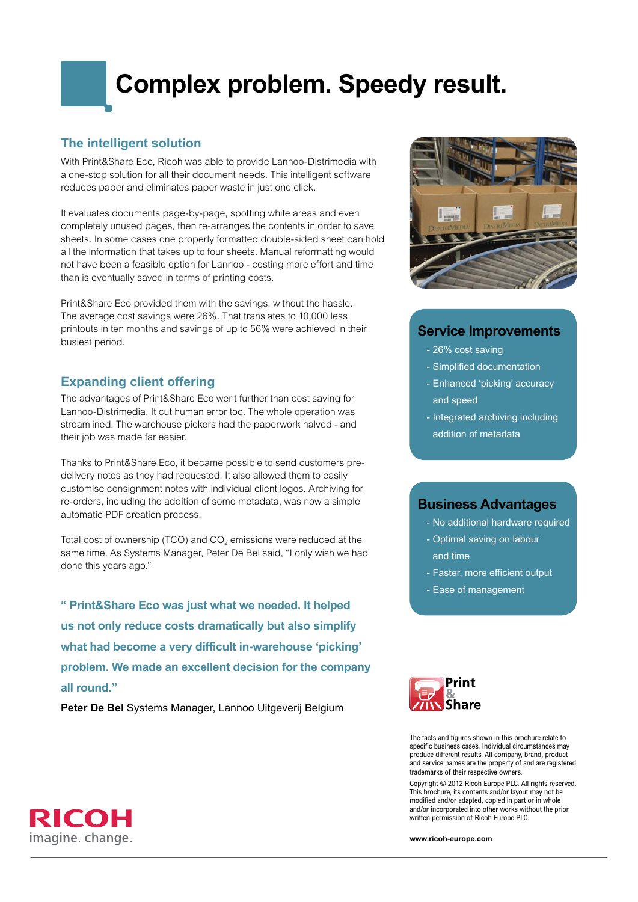# Complex problem. Speedy result.

## The intelligent solution

With Print&Share Eco, Ricoh was able to provide Lannoo-Distrimedia with a one-stop solution for all their document needs. This intelligent software reduces paper and eliminates paper waste in just one click.

It evaluates documents page-by-page, spotting white areas and even completely unused pages, then re-arranges the contents in order to save sheets. In some cases one properly formatted double-sided sheet can hold all the information that takes up to four sheets. Manual reformatting would not have been a feasible option for Lannoo - costing more effort and time than is eventually saved in terms of printing costs.

Print&Share Eco provided them with the savings, without the hassle. The average cost savings were 26%. That translates to 10,000 less printouts in ten months and savings of up to 56% were achieved in their busiest period.

## Expanding client offering

The advantages of Print&Share Eco went further than cost saving for Lannoo-Distrimedia. It cut human error too. The whole operation was streamlined. The warehouse pickers had the paperwork halved - and their job was made far easier.

Thanks to Print&Share Eco, it became possible to send customers pre-delivery notes as they had requested. It also allowed them to easily customise consignment notes with individual client logos. Archiving for re-orders, including the addition of some metadata, was now a simple automatic PDF creation process.

Total cost of ownership (TCO) and $CO_2$ emissions were reduced at the same time. As Systems Manager, Peter De Bel said, "I only wish we had done this years ago."

**" Print&Share Eco was just what we needed. It helped us not only reduce costs dramatically but also simplify what had become a very difficult in-warehouse 'picking' problem. We made an excellent decision for the company all round."**

**Peter De Bel** Systems Manager, Lannoo Uitgeverij Belgium

## Service Improvements

- 26% cost saving
- Simplified documentation
- Enhanced 'picking' accuracy and speed
- Integrated archiving including addition of metadata

## Business Advantages

- No additional hardware required
- Optimal saving on labour and time
- Faster, more efficient output
- Ease of management

Print & Share

The facts and figures shown in this brochure relate to specific business cases. Individual circumstances may produce different results. All company, brand, product and service names are the property of and are registered trademarks of their respective owners.

Copyright © 2012 Ricoh Europe PLC. All rights reserved. This brochure, its contents and/or layout may not be modified and/or adapted, copied in part or in whole and/or incorporated into other works without the prior written permission of Ricoh Europe PLC.

**www.ricoh-europe.com**

RICOH imagine. change.